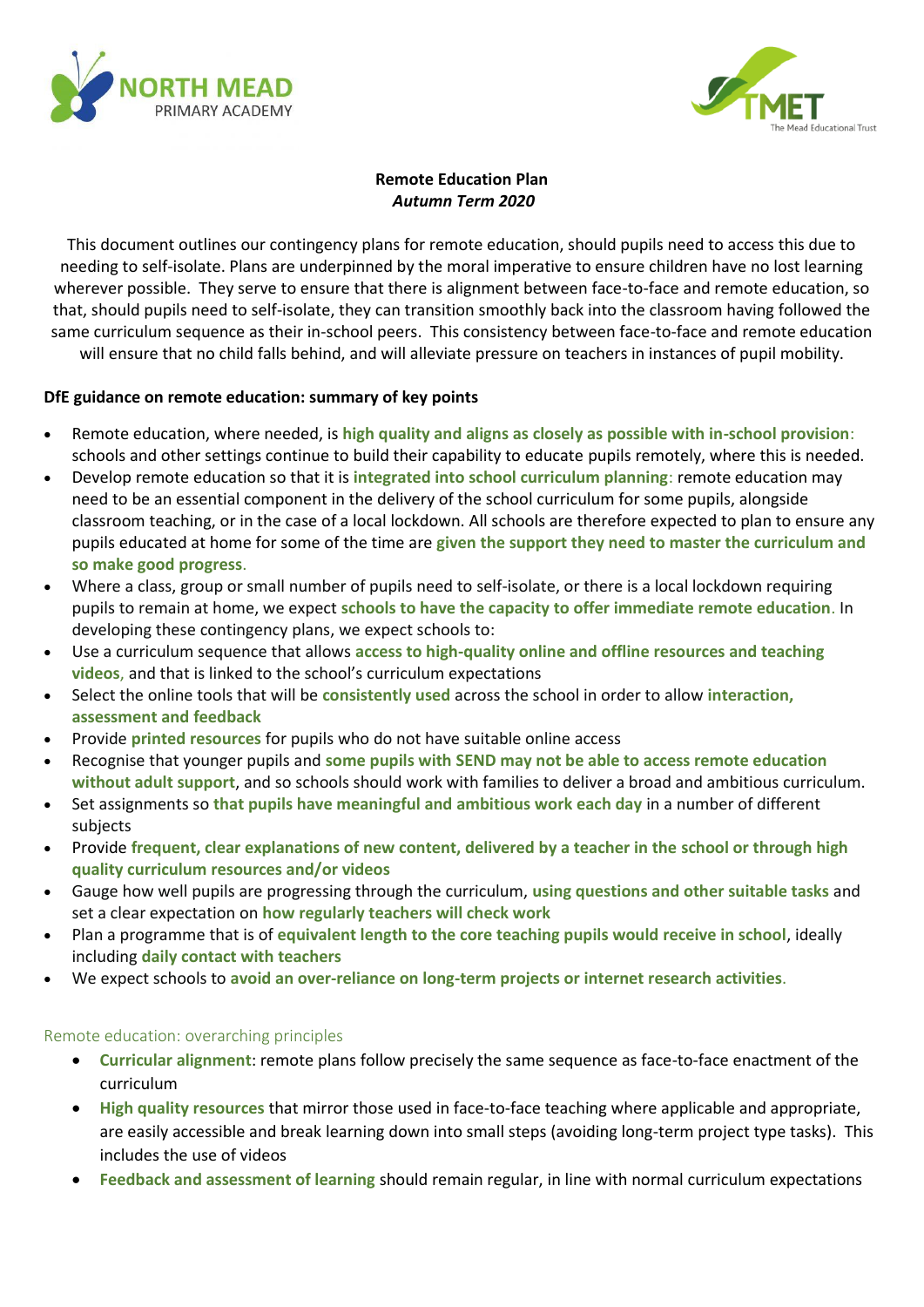NORTH MEAD PRIMARY ACADEMY

TMET The Mead Educational Trust

# Remote Education Plan

*Autumn Term 2020*

This document outlines our contingency plans for remote education, should pupils need to access this due to needing to self-isolate. Plans are underpinned by the moral imperative to ensure children have no lost learning wherever possible. They serve to ensure that there is alignment between face-to-face and remote education, so that, should pupils need to self-isolate, they can transition smoothly back into the classroom having followed the same curriculum sequence as their in-school peers. This consistency between face-to-face and remote education will ensure that no child falls behind, and will alleviate pressure on teachers in instances of pupil mobility.

## DfE guidance on remote education: summary of key points

- Remote education, where needed, is **high quality and aligns as closely as possible with in-school provision**: schools and other settings continue to build their capability to educate pupils remotely, where this is needed.
- Develop remote education so that it is **integrated into school curriculum planning**: remote education may need to be an essential component in the delivery of the school curriculum for some pupils, alongside classroom teaching, or in the case of a local lockdown. All schools are therefore expected to plan to ensure any pupils educated at home for some of the time are **given the support they need to master the curriculum and so make good progress**.
- Where a class, group or small number of pupils need to self-isolate, or there is a local lockdown requiring pupils to remain at home, we expect **schools to have the capacity to offer immediate remote education**. In developing these contingency plans, we expect schools to:
- Use a curriculum sequence that allows **access to high-quality online and offline resources and teaching videos**, and that is linked to the school's curriculum expectations
- Select the online tools that will be **consistently used** across the school in order to allow **interaction, assessment and feedback**
- Provide **printed resources** for pupils who do not have suitable online access
- Recognise that younger pupils and **some pupils with SEND may not be able to access remote education without adult support**, and so schools should work with families to deliver a broad and ambitious curriculum.
- Set assignments so **that pupils have meaningful and ambitious work each day** in a number of different subjects
- Provide **frequent, clear explanations of new content, delivered by a teacher in the school or through high quality curriculum resources and/or videos**
- Gauge how well pupils are progressing through the curriculum, **using questions and other suitable tasks** and set a clear expectation on **how regularly teachers will check work**
- Plan a programme that is of **equivalent length to the core teaching pupils would receive in school**, ideally including **daily contact with teachers**
- We expect schools to **avoid an over-reliance on long-term projects or internet research activities**.

## Remote education: overarching principles

- **Curricular alignment**: remote plans follow precisely the same sequence as face-to-face enactment of the curriculum
- **High quality resources** that mirror those used in face-to-face teaching where applicable and appropriate, are easily accessible and break learning down into small steps (avoiding long-term project type tasks). This includes the use of videos
- **Feedback and assessment of learning** should remain regular, in line with normal curriculum expectations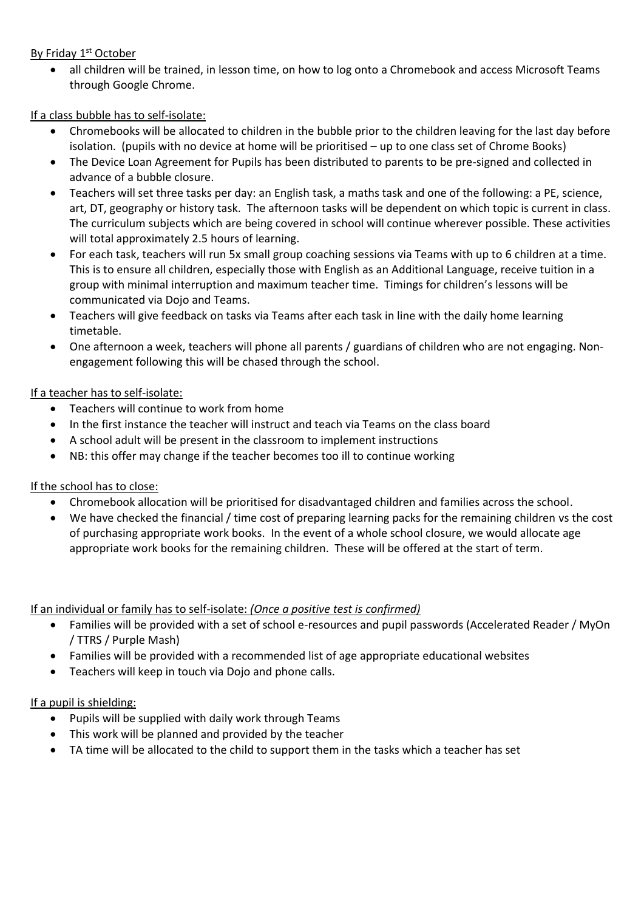By Friday 1st October

- all children will be trained, in lesson time, on how to log onto a Chromebook and access Microsoft Teams through Google Chrome.

If a class bubble has to self-isolate:

- Chromebooks will be allocated to children in the bubble prior to the children leaving for the last day before isolation. (pupils with no device at home will be prioritised – up to one class set of Chrome Books)
- The Device Loan Agreement for Pupils has been distributed to parents to be pre-signed and collected in advance of a bubble closure.
- Teachers will set three tasks per day: an English task, a maths task and one of the following: a PE, science, art, DT, geography or history task. The afternoon tasks will be dependent on which topic is current in class. The curriculum subjects which are being covered in school will continue wherever possible. These activities will total approximately 2.5 hours of learning.
- For each task, teachers will run 5x small group coaching sessions via Teams with up to 6 children at a time. This is to ensure all children, especially those with English as an Additional Language, receive tuition in a group with minimal interruption and maximum teacher time. Timings for children's lessons will be communicated via Dojo and Teams.
- Teachers will give feedback on tasks via Teams after each task in line with the daily home learning timetable.
- One afternoon a week, teachers will phone all parents / guardians of children who are not engaging. Non-engagement following this will be chased through the school.

If a teacher has to self-isolate:

- Teachers will continue to work from home
- In the first instance the teacher will instruct and teach via Teams on the class board
- A school adult will be present in the classroom to implement instructions
- NB: this offer may change if the teacher becomes too ill to continue working

If the school has to close:

- Chromebook allocation will be prioritised for disadvantaged children and families across the school.
- We have checked the financial / time cost of preparing learning packs for the remaining children vs the cost of purchasing appropriate work books. In the event of a whole school closure, we would allocate age appropriate work books for the remaining children. These will be offered at the start of term.

If an individual or family has to self-isolate: *(Once a positive test is confirmed)*

- Families will be provided with a set of school e-resources and pupil passwords (Accelerated Reader / MyOn / TTRS / Purple Mash)
- Families will be provided with a recommended list of age appropriate educational websites
- Teachers will keep in touch via Dojo and phone calls.

If a pupil is shielding:

- Pupils will be supplied with daily work through Teams
- This work will be planned and provided by the teacher
- TA time will be allocated to the child to support them in the tasks which a teacher has set